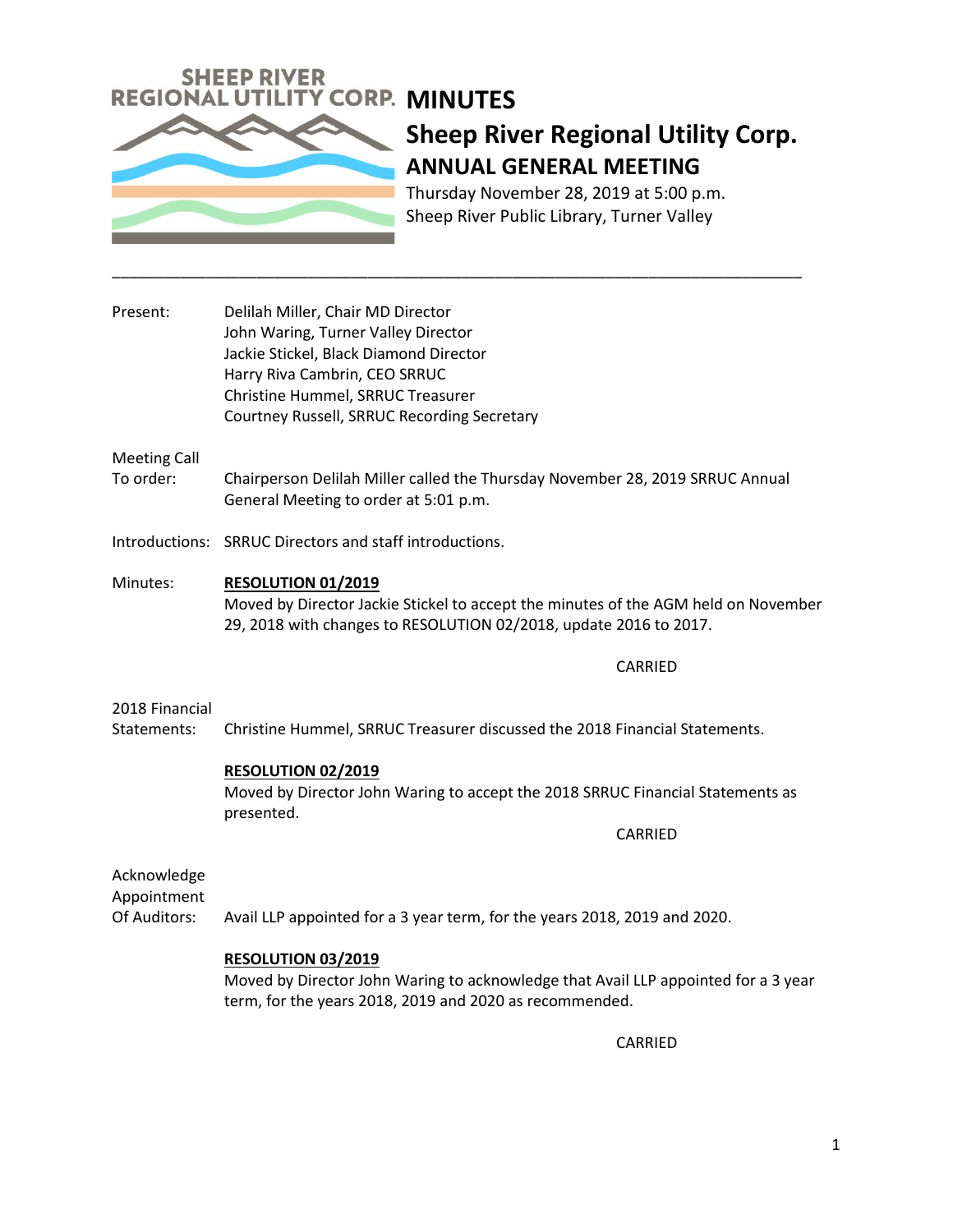SHEEP RIVER REGIONAL UTILITY CORP.

# MINUTES

## Sheep River Regional Utility Corp.

### ANNUAL GENERAL MEETING

Thursday November 28, 2019 at 5:00 p.m.
Sheep River Public Library, Turner Valley

---

**Present:**
Delilah Miller, Chair MD Director
John Waring, Turner Valley Director
Jackie Stickel, Black Diamond Director
Harry Riva Cambrin, CEO SRRUC
Christine Hummel, SRRUC Treasurer
Courtney Russell, SRRUC Recording Secretary

**Meeting Call To order:** Chairperson Delilah Miller called the Thursday November 28, 2019 SRRUC Annual General Meeting to order at 5:01 p.m.

**Introductions:** SRRUC Directors and staff introductions.

**Minutes:**

**<u>RESOLUTION 01/2019</u>**
Moved by Director Jackie Stickel to accept the minutes of the AGM held on November 29, 2018 with changes to RESOLUTION 02/2018, update 2016 to 2017.

CARRIED

**2018 Financial Statements:** Christine Hummel, SRRUC Treasurer discussed the 2018 Financial Statements.

**<u>RESOLUTION 02/2019</u>**
Moved by Director John Waring to accept the 2018 SRRUC Financial Statements as presented.

CARRIED

**Acknowledge Appointment Of Auditors:** Avail LLP appointed for a 3 year term, for the years 2018, 2019 and 2020.

**<u>RESOLUTION 03/2019</u>**
Moved by Director John Waring to acknowledge that Avail LLP appointed for a 3 year term, for the years 2018, 2019 and 2020 as recommended.

CARRIED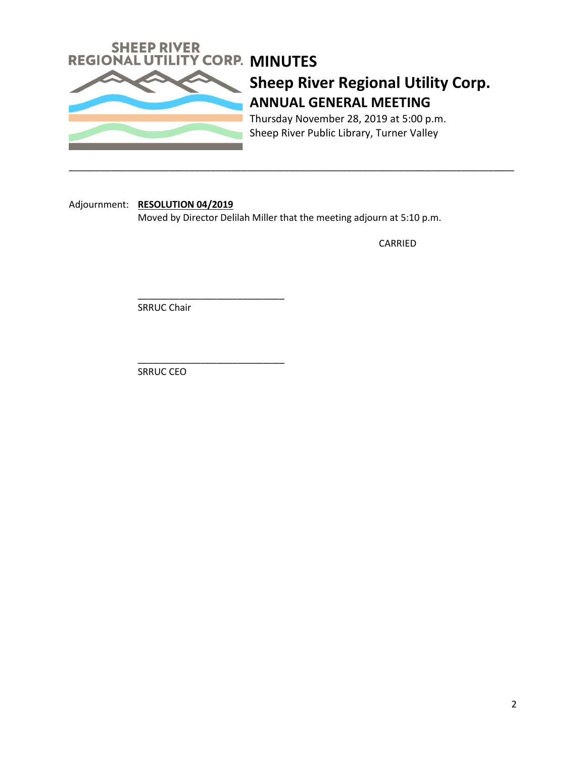# MINUTES

## Sheep River Regional Utility Corp.

### ANNUAL GENERAL MEETING

Thursday November 28, 2019 at 5:00 p.m.
Sheep River Public Library, Turner Valley

---

Adjournment: **RESOLUTION 04/2019**

Moved by Director Delilah Miller that the meeting adjourn at 5:10 p.m.

CARRIED

\_\_\_\_\_\_\_\_\_\_\_\_\_\_\_\_\_\_\_\_\_\_\_\_\_\_\_\_\_\_

SRRUC Chair

\_\_\_\_\_\_\_\_\_\_\_\_\_\_\_\_\_\_\_\_\_\_\_\_\_\_\_\_\_\_

SRRUC CEO